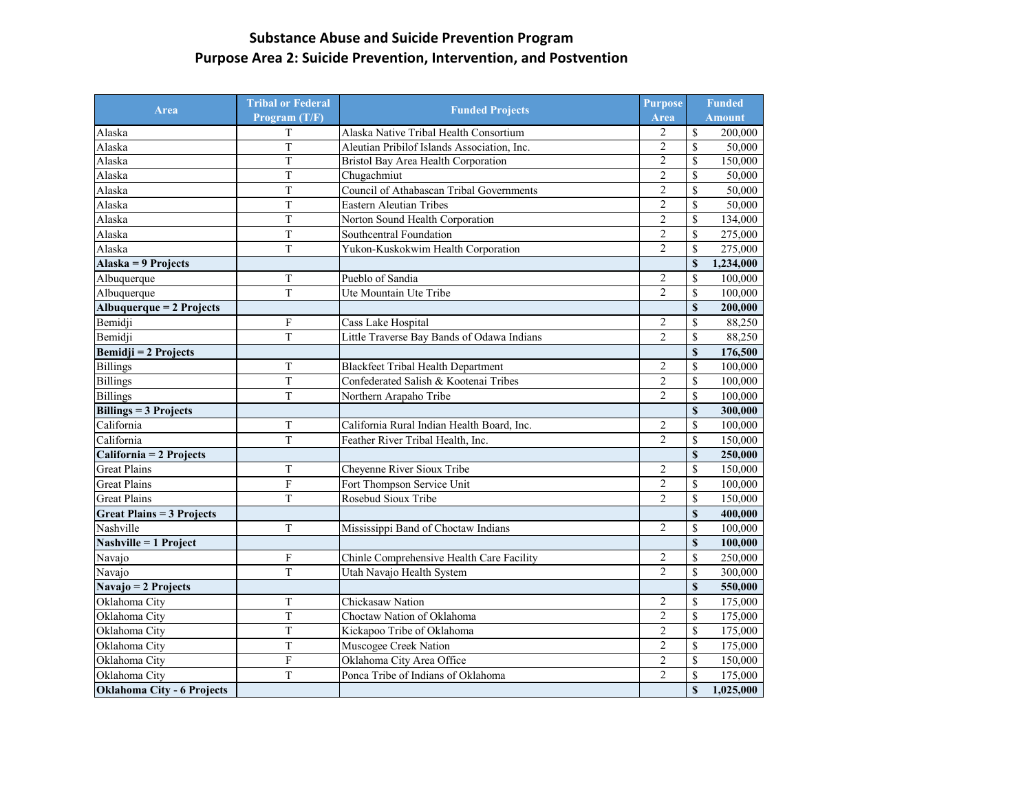# Substance Abuse and Suicide Prevention Program
## Purpose Area 2: Suicide Prevention, Intervention, and Postvention

| Area | Tribal or Federal Program (T/F) | Funded Projects | Purpose Area | Funded Amount |
|---|---|---|---|---|
| Alaska | T | Alaska Native Tribal Health Consortium | 2 | $ 200,000 |
| Alaska | T | Aleutian Pribilof Islands Association, Inc. | 2 | $ 50,000 |
| Alaska | T | Bristol Bay Area Health Corporation | 2 | $ 150,000 |
| Alaska | T | Chugachmiut | 2 | $ 50,000 |
| Alaska | T | Council of Athabascan Tribal Governments | 2 | $ 50,000 |
| Alaska | T | Eastern Aleutian Tribes | 2 | $ 50,000 |
| Alaska | T | Norton Sound Health Corporation | 2 | $ 134,000 |
| Alaska | T | Southcentral Foundation | 2 | $ 275,000 |
| Alaska | T | Yukon-Kuskokwim Health Corporation | 2 | $ 275,000 |
| **Alaska = 9 Projects** | | | | **$ 1,234,000** |
| Albuquerque | T | Pueblo of Sandia | 2 | $ 100,000 |
| Albuquerque | T | Ute Mountain Ute Tribe | 2 | $ 100,000 |
| **Albuquerque = 2 Projects** | | | | **$ 200,000** |
| Bemidji | F | Cass Lake Hospital | 2 | $ 88,250 |
| Bemidji | T | Little Traverse Bay Bands of Odawa Indians | 2 | $ 88,250 |
| **Bemidji = 2 Projects** | | | | **$ 176,500** |
| Billings | T | Blackfeet Tribal Health Department | 2 | $ 100,000 |
| Billings | T | Confederated Salish & Kootenai Tribes | 2 | $ 100,000 |
| Billings | T | Northern Arapaho Tribe | 2 | $ 100,000 |
| **Billings = 3 Projects** | | | | **$ 300,000** |
| California | T | California Rural Indian Health Board, Inc. | 2 | $ 100,000 |
| California | T | Feather River Tribal Health, Inc. | 2 | $ 150,000 |
| **California = 2 Projects** | | | | **$ 250,000** |
| Great Plains | T | Cheyenne River Sioux Tribe | 2 | $ 150,000 |
| Great Plains | F | Fort Thompson Service Unit | 2 | $ 100,000 |
| Great Plains | T | Rosebud Sioux Tribe | 2 | $ 150,000 |
| **Great Plains = 3 Projects** | | | | **$ 400,000** |
| Nashville | T | Mississippi Band of Choctaw Indians | 2 | $ 100,000 |
| **Nashville = 1 Project** | | | | **$ 100,000** |
| Navajo | F | Chinle Comprehensive Health Care Facility | 2 | $ 250,000 |
| Navajo | T | Utah Navajo Health System | 2 | $ 300,000 |
| **Navajo = 2 Projects** | | | | **$ 550,000** |
| Oklahoma City | T | Chickasaw Nation | 2 | $ 175,000 |
| Oklahoma City | T | Choctaw Nation of Oklahoma | 2 | $ 175,000 |
| Oklahoma City | T | Kickapoo Tribe of Oklahoma | 2 | $ 175,000 |
| Oklahoma City | T | Muscogee Creek Nation | 2 | $ 175,000 |
| Oklahoma City | F | Oklahoma City Area Office | 2 | $ 150,000 |
| Oklahoma City | T | Ponca Tribe of Indians of Oklahoma | 2 | $ 175,000 |
| **Oklahoma City - 6 Projects** | | | | **$ 1,025,000** |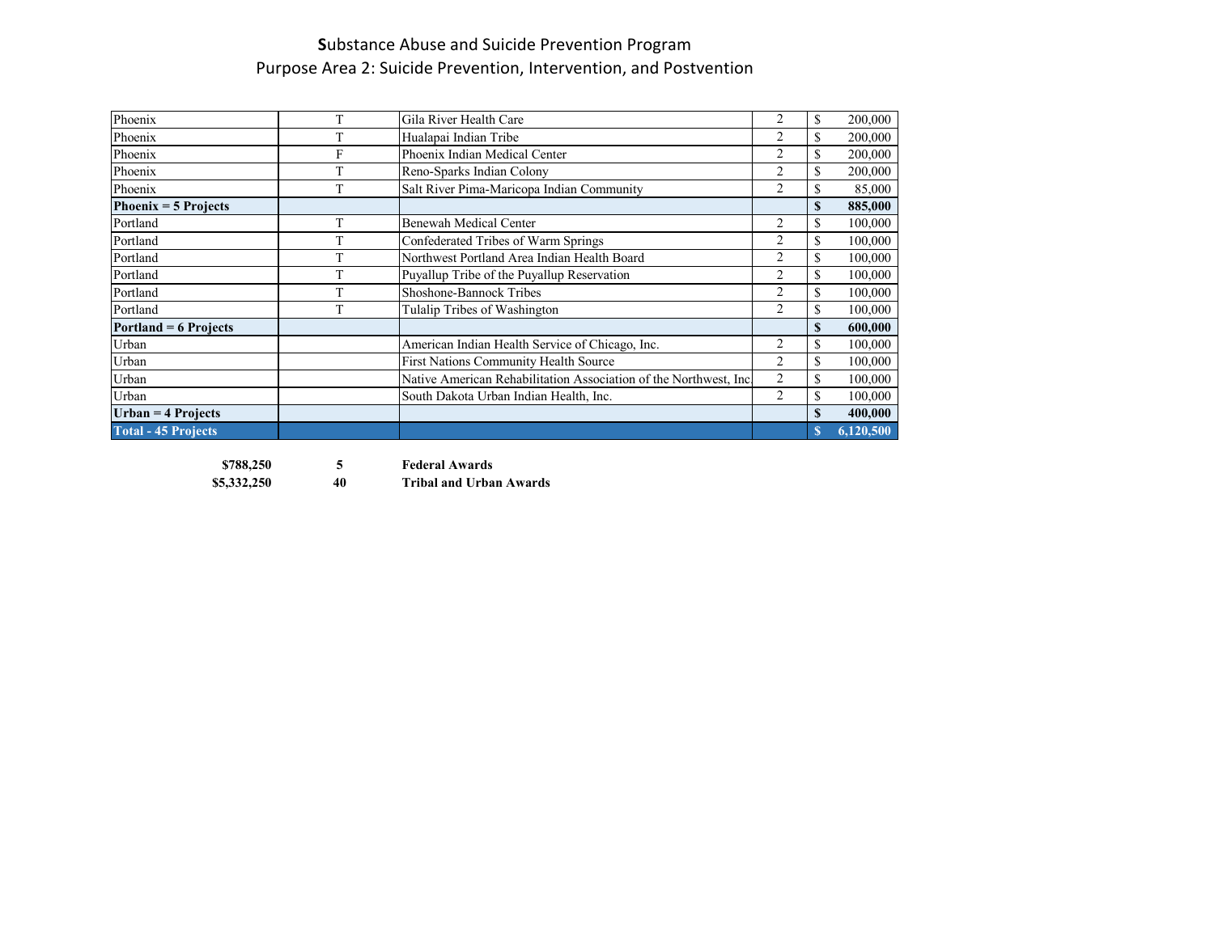# Substance Abuse and Suicide Prevention Program

## Purpose Area 2: Suicide Prevention, Intervention, and Postvention

| | | | | | |
|---|---|---|---|---|---|
| Phoenix | T | Gila River Health Care | 2 | $ | 200,000 |
| Phoenix | T | Hualapai Indian Tribe | 2 | $ | 200,000 |
| Phoenix | F | Phoenix Indian Medical Center | 2 | $ | 200,000 |
| Phoenix | T | Reno-Sparks Indian Colony | 2 | $ | 200,000 |
| Phoenix | T | Salt River Pima-Maricopa Indian Community | 2 | $ | 85,000 |
| **Phoenix = 5 Projects** | | | | **$** | **885,000** |
| Portland | T | Benewah Medical Center | 2 | $ | 100,000 |
| Portland | T | Confederated Tribes of Warm Springs | 2 | $ | 100,000 |
| Portland | T | Northwest Portland Area Indian Health Board | 2 | $ | 100,000 |
| Portland | T | Puyallup Tribe of the Puyallup Reservation | 2 | $ | 100,000 |
| Portland | T | Shoshone-Bannock Tribes | 2 | $ | 100,000 |
| Portland | T | Tulalip Tribes of Washington | 2 | $ | 100,000 |
| **Portland = 6 Projects** | | | | **$** | **600,000** |
| Urban | | American Indian Health Service of Chicago, Inc. | 2 | $ | 100,000 |
| Urban | | First Nations Community Health Source | 2 | $ | 100,000 |
| Urban | | Native American Rehabilitation Association of the Northwest, Inc. | 2 | $ | 100,000 |
| Urban | | South Dakota Urban Indian Health, Inc. | 2 | $ | 100,000 |
| **Urban = 4 Projects** | | | | **$** | **400,000** |
| **Total - 45 Projects** | | | | **$** | **6,120,500** |

| | | |
|---|---|---|
| **$788,250** | **5** | **Federal Awards** |
| **$5,332,250** | **40** | **Tribal and Urban Awards** |